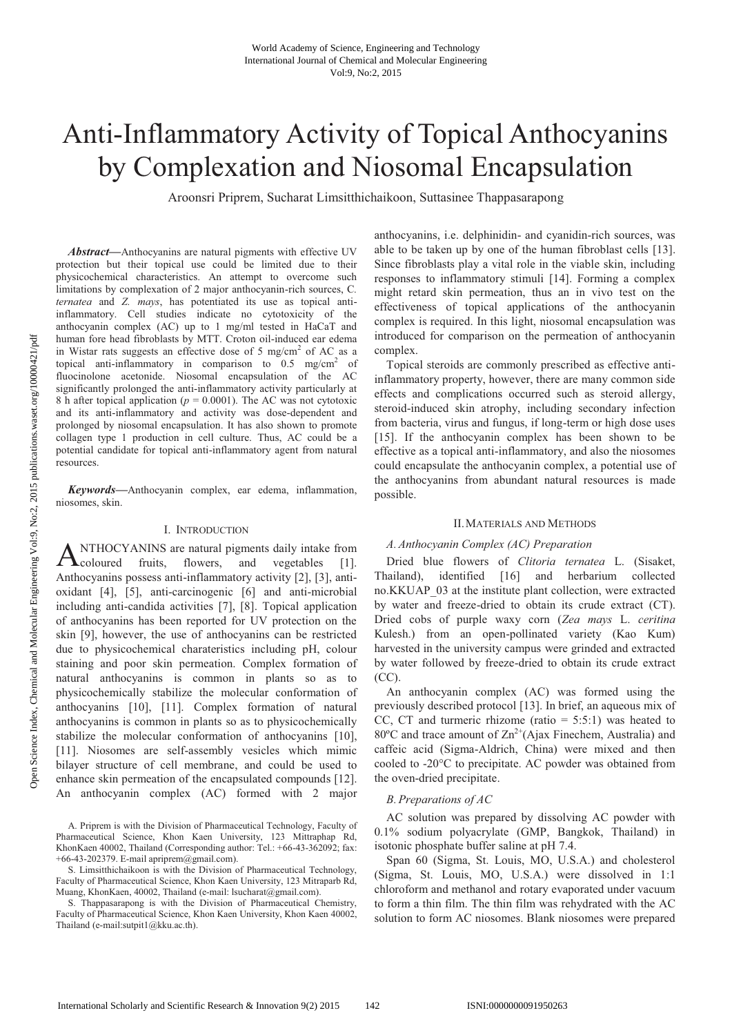# Anti-Inflammatory Activity of Topical Anthocyanins by Complexation and Niosomal Encapsulation

Aroonsri Priprem, Sucharat Limsitthichaikoon, Suttasinee Thappasarapong

***Abstract*—**Anthocyanins are natural pigments with effective UV protection but their topical use could be limited due to their physicochemical characteristics. An attempt to overcome such limitations by complexation of 2 major anthocyanin-rich sources, *C. ternatea* and *Z. mays*, has potentiated its use as topical anti-inflammatory. Cell studies indicate no cytotoxicity of the anthocyanin complex (AC) up to 1 mg/ml tested in HaCaT and human fore head fibroblasts by MTT. Croton oil-induced ear edema in Wistar rats suggests an effective dose of 5 mg/cm$^2$ of AC as a topical anti-inflammatory in comparison to 0.5 mg/cm$^2$ of fluocinolone acetonide. Niosomal encapsulation of the AC significantly prolonged the anti-inflammatory activity particularly at 8 h after topical application ($p$ = 0.0001). The AC was not cytotoxic and its anti-inflammatory and activity was dose-dependent and prolonged by niosomal encapsulation. It has also shown to promote collagen type 1 production in cell culture. Thus, AC could be a potential candidate for topical anti-inflammatory agent from natural resources.

***Keywords*—**Anthocyanin complex, ear edema, inflammation, niosomes, skin.

## I. Introduction

ANTHOCYANINS are natural pigments daily intake from coloured fruits, flowers, and vegetables [1]. Anthocyanins possess anti-inflammatory activity [2], [3], anti-oxidant [4], [5], anti-carcinogenic [6] and anti-microbial including anti-candida activities [7], [8]. Topical application of anthocyanins has been reported for UV protection on the skin [9], however, the use of anthocyanins can be restricted due to physicochemical charateristics including pH, colour staining and poor skin permeation. Complex formation of natural anthocyanins is common in plants so as to physicochemically stabilize the molecular conformation of anthocyanins [10], [11]. Complex formation of natural anthocyanins is common in plants so as to physicochemically stabilize the molecular conformation of anthocyanins [10], [11]. Niosomes are self-assembly vesicles which mimic bilayer structure of cell membrane, and could be used to enhance skin permeation of the encapsulated compounds [12]. An anthocyanin complex (AC) formed with 2 major anthocyanins, i.e. delphinidin- and cyanidin-rich sources, was able to be taken up by one of the human fibroblast cells [13]. Since fibroblasts play a vital role in the viable skin, including responses to inflammatory stimuli [14]. Forming a complex might retard skin permeation, thus an in vivo test on the effectiveness of topical applications of the anthocyanin complex is required. In this light, niosomal encapsulation was introduced for comparison on the permeation of anthocyanin complex.

Topical steroids are commonly prescribed as effective anti-inflammatory property, however, there are many common side effects and complications occurred such as steroid allergy, steroid-induced skin atrophy, including secondary infection from bacteria, virus and fungus, if long-term or high dose uses [15]. If the anthocyanin complex has been shown to be effective as a topical anti-inflammatory, and also the niosomes could encapsulate the anthocyanin complex, a potential use of the anthocyanins from abundant natural resources is made possible.

## II. Materials and Methods

### *A. Anthocyanin Complex (AC) Preparation*

Dried blue flowers of *Clitoria ternatea* L. (Sisaket, Thailand), identified [16] and herbarium collected no.KKUAP_03 at the institute plant collection, were extracted by water and freeze-dried to obtain its crude extract (CT). Dried cobs of purple waxy corn (*Zea mays* L. *ceritina* Kulesh.) from an open-pollinated variety (Kao Kum) harvested in the university campus were grinded and extracted by water followed by freeze-dried to obtain its crude extract (CC).

An anthocyanin complex (AC) was formed using the previously described protocol [13]. In brief, an aqueous mix of CC, CT and turmeric rhizome (ratio = 5:5:1) was heated to 80ºC and trace amount of $Zn^{2+}$(Ajax Finechem, Australia) and caffeic acid (Sigma-Aldrich, China) were mixed and then cooled to -20°C to precipitate. AC powder was obtained from the oven-dried precipitate.

### *B. Preparations of AC*

AC solution was prepared by dissolving AC powder with 0.1% sodium polyacrylate (GMP, Bangkok, Thailand) in isotonic phosphate buffer saline at pH 7.4.

Span 60 (Sigma, St. Louis, MO, U.S.A.) and cholesterol (Sigma, St. Louis, MO, U.S.A.) were dissolved in 1:1 chloroform and methanol and rotary evaporated under vacuum to form a thin film. The thin film was rehydrated with the AC solution to form AC niosomes. Blank niosomes were prepared

A. Priprem is with the Division of Pharmaceutical Technology, Faculty of Pharmaceutical Science, Khon Kaen University, 123 Mittraphap Rd, KhonKaen 40002, Thailand (Corresponding author: Tel.: +66-43-362092; fax: +66-43-202379. E-mail aprirem@gmail.com).

S. Limsitthichaikoon is with the Division of Pharmaceutical Technology, Faculty of Pharmaceutical Science, Khon Kaen University, 123 Mitraparb Rd, Muang, KhonKaen, 40002, Thailand (e-mail: lsucharat@gmail.com).

S. Thappasarapong is with the Division of Pharmaceutical Chemistry, Faculty of Pharmaceutical Science, Khon Kaen University, Khon Kaen 40002, Thailand (e-mail:sutpit1@kku.ac.th).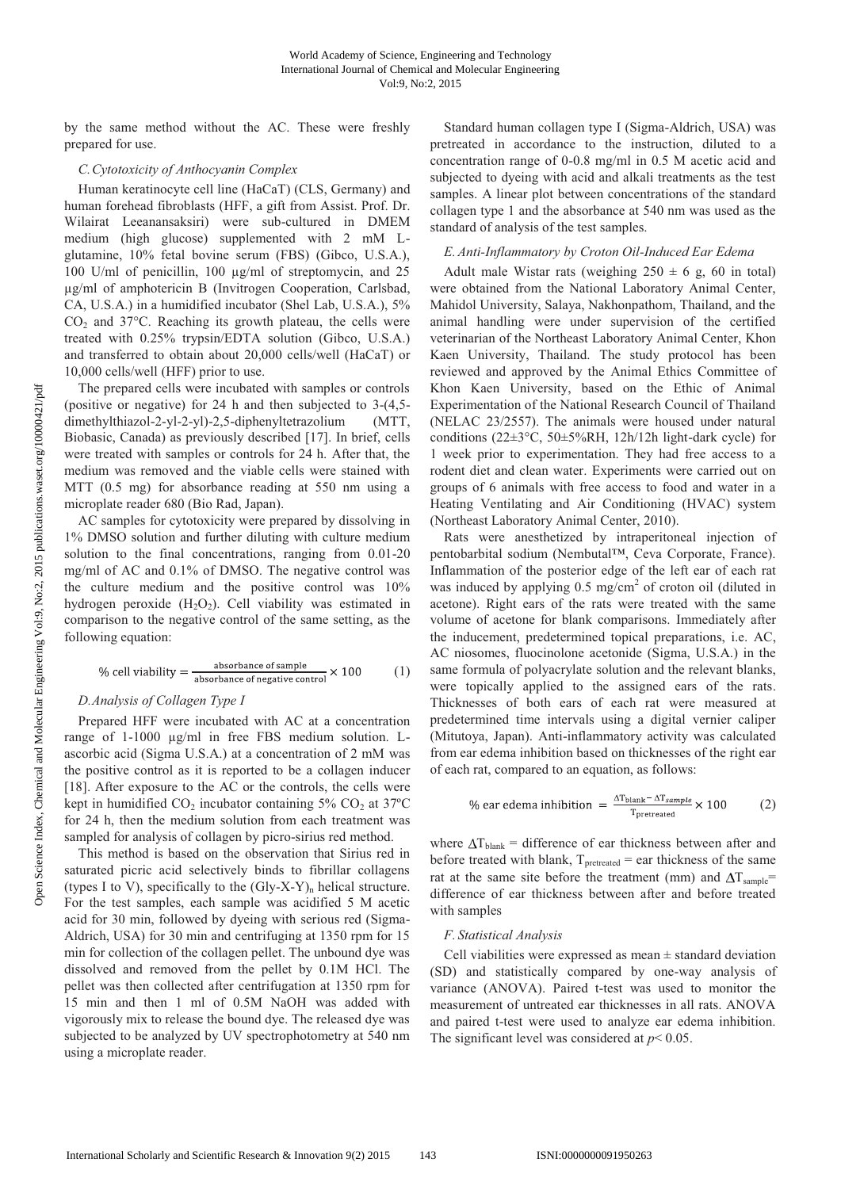by the same method without the AC. These were freshly prepared for use.

### C. Cytotoxicity of Anthocyanin Complex

Human keratinocyte cell line (HaCaT) (CLS, Germany) and human forehead fibroblasts (HFF, a gift from Assist. Prof. Dr. Wilairat Leeanansaksiri) were sub-cultured in DMEM medium (high glucose) supplemented with 2 mM L-glutamine, 10% fetal bovine serum (FBS) (Gibco, U.S.A.), 100 U/ml of penicillin, 100 µg/ml of streptomycin, and 25 µg/ml of amphotericin B (Invitrogen Cooperation, Carlsbad, CA, U.S.A.) in a humidified incubator (Shel Lab, U.S.A.), 5% $CO_2$ and 37°C. Reaching its growth plateau, the cells were treated with 0.25% trypsin/EDTA solution (Gibco, U.S.A.) and transferred to obtain about 20,000 cells/well (HaCaT) or 10,000 cells/well (HFF) prior to use.

The prepared cells were incubated with samples or controls (positive or negative) for 24 h and then subjected to 3-(4,5-dimethylthiazol-2-yl-2-yl)-2,5-diphenyltetrazolium (MTT, Biobasic, Canada) as previously described [17]. In brief, cells were treated with samples or controls for 24 h. After that, the medium was removed and the viable cells were stained with MTT (0.5 mg) for absorbance reading at 550 nm using a microplate reader 680 (Bio Rad, Japan).

AC samples for cytotoxicity were prepared by dissolving in 1% DMSO solution and further diluting with culture medium solution to the final concentrations, ranging from 0.01-20 mg/ml of AC and 0.1% of DMSO. The negative control was the culture medium and the positive control was 10% hydrogen peroxide ($H_2O_2$). Cell viability was estimated in comparison to the negative control of the same setting, as the following equation:

$$\% \text{ cell viability} = \frac{\text{absorbance of sample}}{\text{absorbance of negative control}} \times 100 \qquad (1)$$

### D. Analysis of Collagen Type I

Prepared HFF were incubated with AC at a concentration range of 1-1000 µg/ml in free FBS medium solution. L-ascorbic acid (Sigma U.S.A.) at a concentration of 2 mM was the positive control as it is reported to be a collagen inducer [18]. After exposure to the AC or the controls, the cells were kept in humidified $CO_2$ incubator containing 5% $CO_2$ at 37ºC for 24 h, then the medium solution from each treatment was sampled for analysis of collagen by picro-sirius red method.

This method is based on the observation that Sirius red in saturated picric acid selectively binds to fibrillar collagens (types I to V), specifically to the $(Gly\text{-}X\text{-}Y)_n$ helical structure. For the test samples, each sample was acidified 5 M acetic acid for 30 min, followed by dyeing with serious red (Sigma-Aldrich, USA) for 30 min and centrifuging at 1350 rpm for 15 min for collection of the collagen pellet. The unbound dye was dissolved and removed from the pellet by 0.1M HCl. The pellet was then collected after centrifugation at 1350 rpm for 15 min and then 1 ml of 0.5M NaOH was added with vigorously mix to release the bound dye. The released dye was subjected to be analyzed by UV spectrophotometry at 540 nm using a microplate reader.

Standard human collagen type I (Sigma-Aldrich, USA) was pretreated in accordance to the instruction, diluted to a concentration range of 0-0.8 mg/ml in 0.5 M acetic acid and subjected to dyeing with acid and alkali treatments as the test samples. A linear plot between concentrations of the standard collagen type 1 and the absorbance at 540 nm was used as the standard of analysis of the test samples.

### E. Anti-Inflammatory by Croton Oil-Induced Ear Edema

Adult male Wistar rats (weighing 250 ± 6 g, 60 in total) were obtained from the National Laboratory Animal Center, Mahidol University, Salaya, Nakhonpathom, Thailand, and the animal handling were under supervision of the certified veterinarian of the Northeast Laboratory Animal Center, Khon Kaen University, Thailand. The study protocol has been reviewed and approved by the Animal Ethics Committee of Khon Kaen University, based on the Ethic of Animal Experimentation of the National Research Council of Thailand (NELAC 23/2557). The animals were housed under natural conditions (22±3°C, 50±5%RH, 12h/12h light-dark cycle) for 1 week prior to experimentation. They had free access to a rodent diet and clean water. Experiments were carried out on groups of 6 animals with free access to food and water in a Heating Ventilating and Air Conditioning (HVAC) system (Northeast Laboratory Animal Center, 2010).

Rats were anesthetized by intraperitoneal injection of pentobarbital sodium (Nembutal™, Ceva Corporate, France). Inflammation of the posterior edge of the left ear of each rat was induced by applying 0.5 mg/cm$^2$ of croton oil (diluted in acetone). Right ears of the rats were treated with the same volume of acetone for blank comparisons. Immediately after the inducement, predetermined topical preparations, i.e. AC, AC niosomes, fluocinolone acetonide (Sigma, U.S.A.) in the same formula of polyacrylate solution and the relevant blanks, were topically applied to the assigned ears of the rats. Thicknesses of both ears of each rat were measured at predetermined time intervals using a digital vernier caliper (Mitutoya, Japan). Anti-inflammatory activity was calculated from ear edema inhibition based on thicknesses of the right ear of each rat, compared to an equation, as follows:

$$\% \text{ ear edema inhibition} = \frac{\Delta T_{blank} - \Delta T_{sample}}{T_{pretreated}} \times 100 \qquad (2)$$

where $\Delta T_{blank}$ = difference of ear thickness between after and before treated with blank, $T_{pretreated}$ = ear thickness of the same rat at the same site before the treatment (mm) and $\Delta T_{sample}$= difference of ear thickness between after and before treated with samples

### F. Statistical Analysis

Cell viabilities were expressed as mean ± standard deviation (SD) and statistically compared by one-way analysis of variance (ANOVA). Paired t-test was used to monitor the measurement of untreated ear thicknesses in all rats. ANOVA and paired t-test were used to analyze ear edema inhibition. The significant level was considered at $p < 0.05$.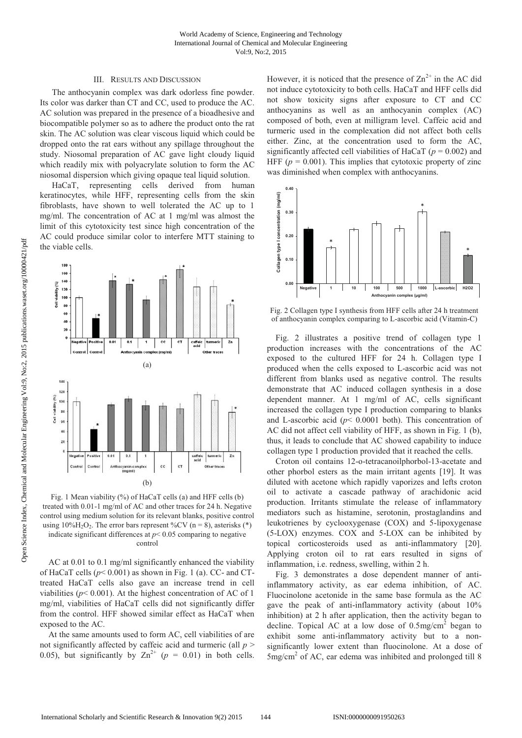## III. Results and Discussion

The anthocyanin complex was dark odorless fine powder. Its color was darker than CT and CC, used to produce the AC. AC solution was prepared in the presence of a bioadhesive and biocompatible polymer so as to adhere the product onto the rat skin. The AC solution was clear viscous liquid which could be dropped onto the rat ears without any spillage throughout the study. Niosomal preparation of AC gave light cloudy liquid which readily mix with polyacrylate solution to form the AC niosomal dispersion which giving opaque teal liquid solution.

HaCaT, representing cells derived from human keratinocytes, while HFF, representing cells from the skin fibroblasts, have shown to well tolerated the AC up to 1 mg/ml. The concentration of AC at 1 mg/ml was almost the limit of this cytotoxicity test since high concentration of the AC could produce similar color to interfere MTT staining to the viable cells.

Fig. 1 Mean viability (%) of HaCaT cells (a) and HFF cells (b) treated with 0.01-1 mg/ml of AC and other traces for 24 h. Negative control using medium solution for its relevant blanks, positive control using 10%$H_2O_2$. The error bars represent %CV (n = 8), asterisks (*) indicate significant differences at $p < 0.05$ comparing to negative control

AC at 0.01 to 0.1 mg/ml significantly enhanced the viability of HaCaT cells ($p < 0.001$) as shown in Fig. 1 (a). CC- and CT-treated HaCaT cells also gave an increase trend in cell viabilities ($p < 0.001$). At the highest concentration of AC of 1 mg/ml, viabilities of HaCaT cells did not significantly differ from the control. HFF showed similar effect as HaCaT when exposed to the AC.

At the same amounts used to form AC, cell viabilities of are not significantly affected by caffeic acid and turmeric (all $p > 0.05$), but significantly by $Zn^{2+}$ ($p = 0.01$) in both cells. However, it is noticed that the presence of $Zn^{2+}$ in the AC did not induce cytotoxicity to both cells. HaCaT and HFF cells did not show toxicity signs after exposure to CT and CC anthocyanins as well as an anthocyanin complex (AC) composed of both, even at milligram level. Caffeic acid and turmeric used in the complexation did not affect both cells either. Zinc, at the concentration used to form the AC, significantly affected cell viabilities of HaCaT ($p = 0.002$) and HFF ($p = 0.001$). This implies that cytotoxic property of zinc was diminished when complex with anthocyanins.

Fig. 2 Collagen type I synthesis from HFF cells after 24 h treatment of anthocyanin complex comparing to L-ascorbic acid (Vitamin-C)

Fig. 2 illustrates a positive trend of collagen type 1 production increases with the concentrations of the AC exposed to the cultured HFF for 24 h. Collagen type I produced when the cells exposed to L-ascorbic acid was not different from blanks used as negative control. The results demonstrate that AC induced collagen synthesis in a dose dependent manner. At 1 mg/ml of AC, cells significant increased the collagen type I production comparing to blanks and L-ascorbic acid ($p < 0.0001$ both). This concentration of AC did not affect cell viability of HFF, as shown in Fig. 1 (b), thus, it leads to conclude that AC showed capability to induce collagen type 1 production provided that it reached the cells.

Croton oil contains 12-o-tetracanoilphorbol-13-acetate and other phorbol esters as the main irritant agents [19]. It was diluted with acetone which rapidly vaporizes and lefts croton oil to activate a cascade pathway of arachidonic acid production. Irritants stimulate the release of inflammatory mediators such as histamine, serotonin, prostaglandins and leukotrienes by cyclooxygenase (COX) and 5-lipoxygenase (5-LOX) enzymes. COX and 5-LOX can be inhibited by topical corticosteroids used as anti-inflammatory [20]. Applying croton oil to rat ears resulted in signs of inflammation, i.e. redness, swelling, within 2 h.

Fig. 3 demonstrates a dose dependent manner of anti-inflammatory activity, as ear edema inhibition, of AC. Fluocinolone acetonide in the same base formula as the AC gave the peak of anti-inflammatory activity (about 10% inhibition) at 2 h after application, then the activity began to decline. Topical AC at a low dose of 0.5mg/cm$^2$ began to exhibit some anti-inflammatory activity but to a non-significantly lower extent than fluocinolone. At a dose of 5mg/cm$^2$ of AC, ear edema was inhibited and prolonged till 8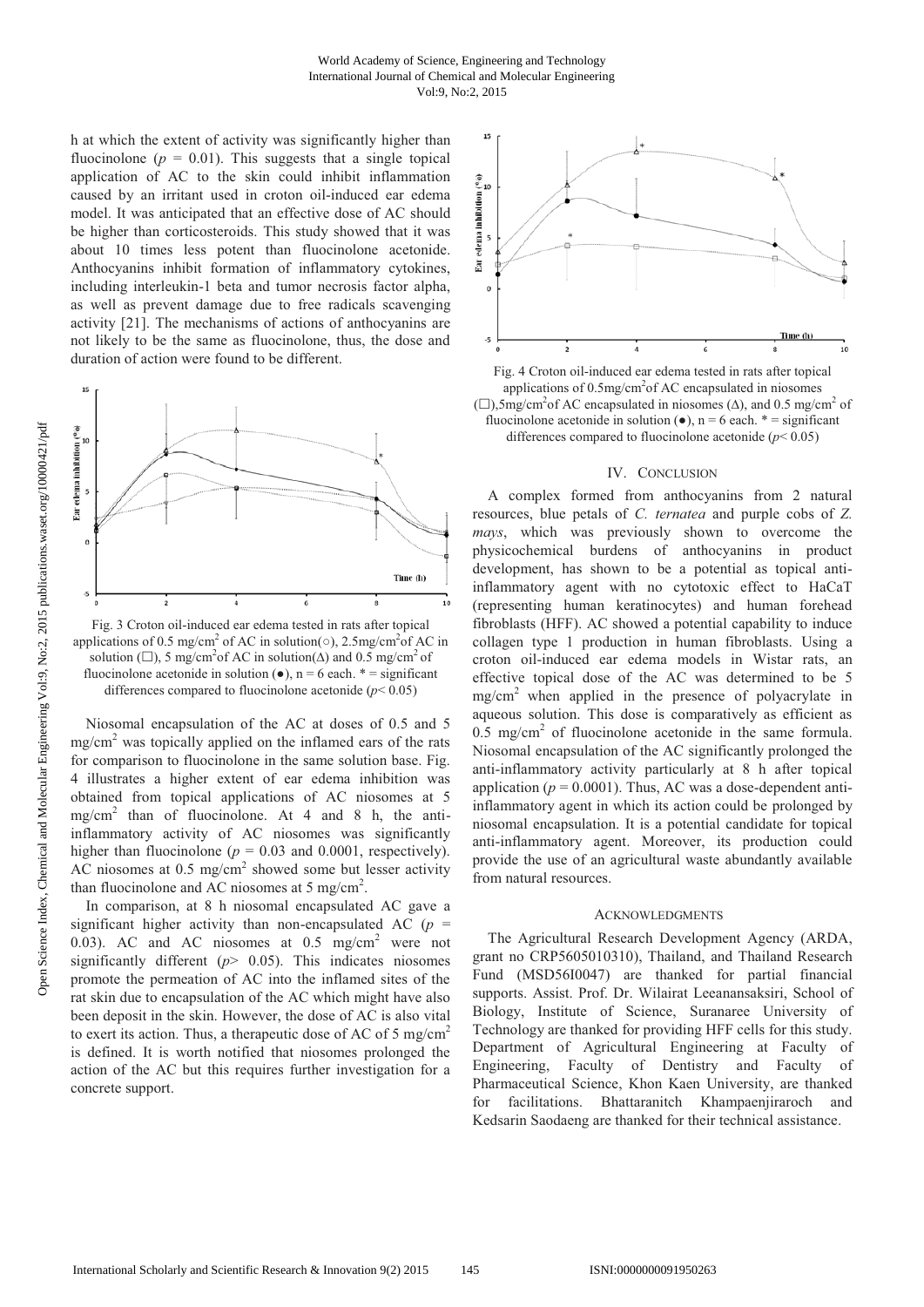h at which the extent of activity was significantly higher than fluocinolone ($p = 0.01$). This suggests that a single topical application of AC to the skin could inhibit inflammation caused by an irritant used in croton oil-induced ear edema model. It was anticipated that an effective dose of AC should be higher than corticosteroids. This study showed that it was about 10 times less potent than fluocinolone acetonide. Anthocyanins inhibit formation of inflammatory cytokines, including interleukin-1 beta and tumor necrosis factor alpha, as well as prevent damage due to free radicals scavenging activity [21]. The mechanisms of actions of anthocyanins are not likely to be the same as fluocinolone, thus, the dose and duration of action were found to be different.

Fig. 3 Croton oil-induced ear edema tested in rats after topical applications of 0.5 mg/cm$^2$ of AC in solution(○), 2.5mg/cm$^2$of AC in solution (□), 5 mg/cm$^2$of AC in solution(Δ) and 0.5 mg/cm$^2$ of fluocinolone acetonide in solution (●), n = 6 each. * = significant differences compared to fluocinolone acetonide ($p < 0.05$)

Niosomal encapsulation of the AC at doses of 0.5 and 5 mg/cm$^2$ was topically applied on the inflamed ears of the rats for comparison to fluocinolone in the same solution base. Fig. 4 illustrates a higher extent of ear edema inhibition was obtained from topical applications of AC niosomes at 5 mg/cm$^2$ than of fluocinolone. At 4 and 8 h, the anti-inflammatory activity of AC niosomes was significantly higher than fluocinolone ($p = 0.03$ and 0.0001, respectively). AC niosomes at 0.5 mg/cm$^2$ showed some but lesser activity than fluocinolone and AC niosomes at 5 mg/cm$^2$.

In comparison, at 8 h niosomal encapsulated AC gave a significant higher activity than non-encapsulated AC ($p = 0.03$). AC and AC niosomes at 0.5 mg/cm$^2$ were not significantly different ($p > 0.05$). This indicates niosomes promote the permeation of AC into the inflamed sites of the rat skin due to encapsulation of the AC which might have also been deposit in the skin. However, the dose of AC is also vital to exert its action. Thus, a therapeutic dose of AC of 5 mg/cm$^2$ is defined. It is worth notified that niosomes prolonged the action of the AC but this requires further investigation for a concrete support.

Fig. 4 Croton oil-induced ear edema tested in rats after topical applications of 0.5mg/cm$^2$of AC encapsulated in niosomes (□),5mg/cm$^2$of AC encapsulated in niosomes (Δ), and 0.5 mg/cm$^2$ of fluocinolone acetonide in solution (●), n = 6 each. * = significant differences compared to fluocinolone acetonide ($p < 0.05$)

## IV. Conclusion

A complex formed from anthocyanins from 2 natural resources, blue petals of *C. ternatea* and purple cobs of *Z. mays*, which was previously shown to overcome the physicochemical burdens of anthocyanins in product development, has shown to be a potential as topical anti-inflammatory agent with no cytotoxic effect to HaCaT (representing human keratinocytes) and human forehead fibroblasts (HFF). AC showed a potential capability to induce collagen type 1 production in human fibroblasts. Using a croton oil-induced ear edema models in Wistar rats, an effective topical dose of the AC was determined to be 5 mg/cm$^2$ when applied in the presence of polyacrylate in aqueous solution. This dose is comparatively as efficient as 0.5 mg/cm$^2$ of fluocinolone acetonide in the same formula. Niosomal encapsulation of the AC significantly prolonged the anti-inflammatory activity particularly at 8 h after topical application ($p = 0.0001$). Thus, AC was a dose-dependent anti-inflammatory agent in which its action could be prolonged by niosomal encapsulation. It is a potential candidate for topical anti-inflammatory agent. Moreover, its production could provide the use of an agricultural waste abundantly available from natural resources.

## Acknowledgments

The Agricultural Research Development Agency (ARDA, grant no CRP5605010310), Thailand, and Thailand Research Fund (MSD56I0047) are thanked for partial financial supports. Assist. Prof. Dr. Wilairat Leeanansaksiri, School of Biology, Institute of Science, Suranaree University of Technology are thanked for providing HFF cells for this study. Department of Agricultural Engineering at Faculty of Engineering, Faculty of Dentistry and Faculty of Pharmaceutical Science, Khon Kaen University, are thanked for facilitations. Bhattaranitch Khampaenjiraroch and Kedsarin Saodaeng are thanked for their technical assistance.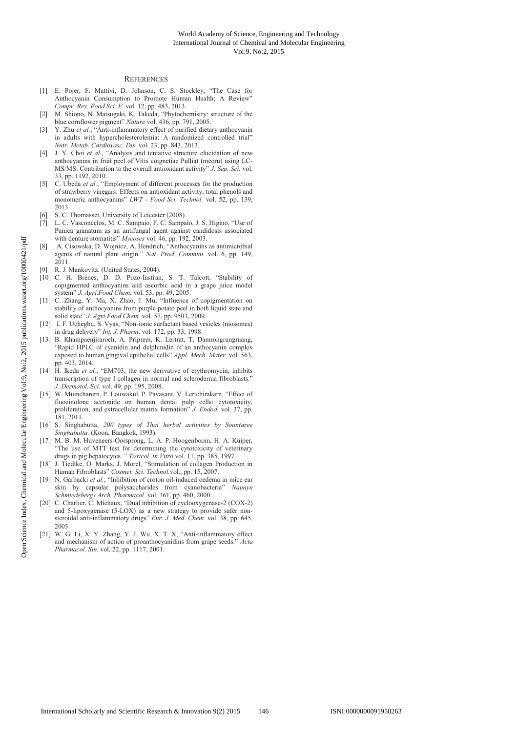## References

[1] E. Pojer, F. Mattivi, D. Johnson, C. S. Stockley, "The Case for Anthocyanin Consumption to Promote Human Health: A Review" *Compr. Rev. Food Sci. F.* vol. 12, pp. 483, 2013.

[2] M. Shiono, N. Matsugaki, K. Takeda, "Phytochemistry: structure of the blue cornflower pigment" *Nature* vol. 436, pp. 791, 2005.

[3] Y. Zhu *et al.*, "Anti-inflammatory effect of purified dietary anthocyanin in adults with hypercholesterolemia: A randomized controlled trial" *Nutr. Metab. Cardiovasc. Dis*. vol. 23, pp. 843, 2013.

[4] J. Y. Choi *et al.*, "Analysis and tentative structure elucidation of new anthocyanins in fruit peel of Vitis coignetiae Pulliat (meoru) using LC-MS/MS: Contribution to the overall antioxidant activity" *J. Sep. Sci.* vol. 33, pp. 1192, 2010.

[5] C. Ubeda *et al.*, "Employment of different processes for the production of strawberry vinegars: Effects on antioxidant activity, total phenols and monomeric anthocyanins" *LWT - Food Sci. Technol.* vol. 52, pp. 139, 2013.

[6] S. C. Thomasset, University of Leicester (2008).

[7] L. C. Vasconcelos, M. C. Sampaio, F. C. Sampaio, J. S. Higino, "Use of Punica granatum as an antifungal agent against candidosis associated with denture stomatitis" *Mycoses* vol. 46, pp. 192, 2003.

[8] A. Cisowska, D. Wojnicz, A. Hendrich, "Anthocyanins as antimicrobial agents of natural plant origin." *Nat. Prod. Commun.* vol. 6, pp. 149, 2011.

[9] R. J. Mankovitz. (United States, 2004).

[10] C. H. Brenes, D. D. Pozo-Insfran, S. T. Talcott, "Stability of copigmented anthocyanins and ascorbic acid in a grape juice model system" *J. Agri.Food Chem.* vol. 53, pp. 49, 2005.

[11] C. Zhang, Y. Ma, X. Zhao, J. Mu, "Influence of copigmentation on stability of anthocyanins from purple potato peel in both liquid state and solid state" *J. Agri.Food Chem.* vol. 57, pp. 9503, 2009.

[12] I. F. Uchegbu, S. Vyas, "Non-ionic surfactant based vesicles (niosomes) in drug delivery" *Int. J. Pharm*. vol. 172, pp. 33, 1998.

[13] B. Khampaenjiraroch, A. Priprem, K. Lertrat, T. Damrongrungruang, "Rapid HPLC of cyanidin and delphinidin of an anthocyanin complex exposed to human gingival epithelial cells" *Appl. Mech. Mater.* vol. 563, pp. 403, 2014.

[14] H. Ikeda *et al.*, "EM703, the new derivative of erythromycin, inhibits transcription of type I collagen in normal and scleroderma fibroblasts." *J. Dermatol. Sci.* vol. 49, pp. 195, 2008.

[15] W. Muincharern, P. Louwakul, P. Pavasant, V. Lertchirakarn, "Effect of fluocinolone acetonide on human dental pulp cells: cytotoxicity, proliferation, and extracellular matrix formation" *J. Endod*. vol. 37, pp. 181, 2011.

[16] S. Singhabutta, *200 types of Thai herbal activities by Sountaree Singhabutta*. (Koon, Bangkok, 1993).

[17] M. B. M. Huveneers-Oorsprong, L. A. P. Hoogenboom, H. A. Kuiper, "The use of MTT test for determining the cytotoxicity of veterinary drugs in pig hepatocytes. " *Toxicol. in Vitro* vol. 11, pp. 385, 1997.

[18] J. Tiedtke, O. Marks, J. Morel, "Stimulation of collagen Production in Human Fibroblasts" *Cosmet. Sci. Technol.*vol., pp. 15, 2007.

[19] N. Garbacki *et al.*, "Inhibition of croton oil-induced oedema in mice ear skin by capsular polysaccharides from cyanobacteria" *Naunyn Schmiedebergs Arch. Pharmacol.* vol. 361, pp. 460, 2000.

[20] C. Charlier, C. Michaux, "Dual inhibition of cyclooxygenase-2 (COX-2) and 5-lipoxygenase (5-LOX) as a new strategy to provide safer non-steroidal anti-inflammatory drugs" *Eur. J. Med. Chem.* vol. 38, pp. 645, 2003.

[21] W. G. Li, X. Y. Zhang, Y. J. Wu, X. T. X, "Anti-inflammatory effect and mechanism of action of proanthocyanidins from grape seeds." *Acta Pharmacol. Sin.* vol. 22, pp. 1117, 2001.